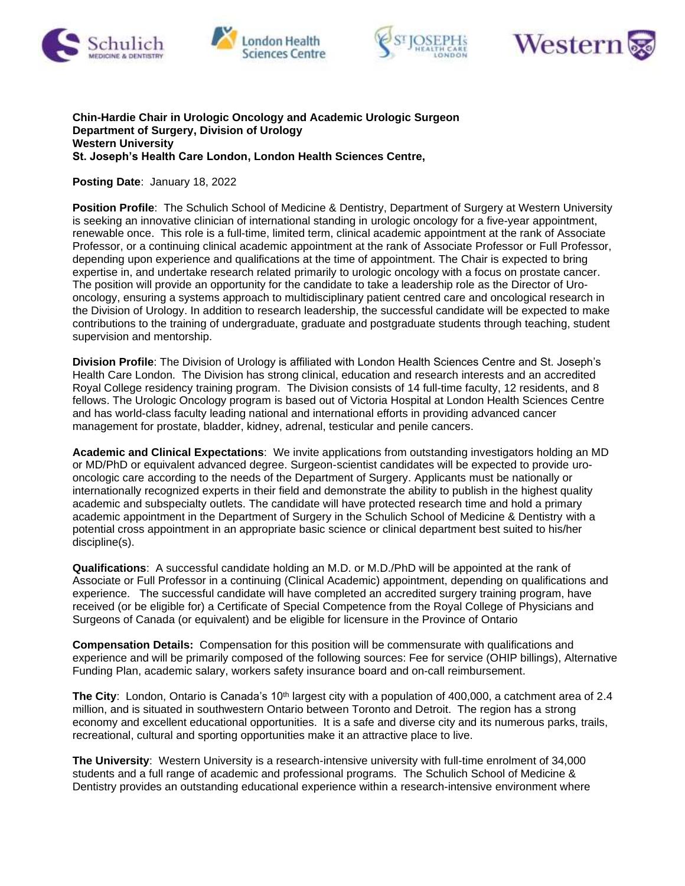**Chin-Hardie Chair in Urologic Oncology and Academic Urologic Surgeon**
**Department of Surgery, Division of Urology**
**Western University**
**St. Joseph's Health Care London, London Health Sciences Centre,**

**Posting Date**: January 18, 2022

**Position Profile**: The Schulich School of Medicine & Dentistry, Department of Surgery at Western University is seeking an innovative clinician of international standing in urologic oncology for a five-year appointment, renewable once. This role is a full-time, limited term, clinical academic appointment at the rank of Associate Professor, or a continuing clinical academic appointment at the rank of Associate Professor or Full Professor, depending upon experience and qualifications at the time of appointment. The Chair is expected to bring expertise in, and undertake research related primarily to urologic oncology with a focus on prostate cancer. The position will provide an opportunity for the candidate to take a leadership role as the Director of Uro-oncology, ensuring a systems approach to multidisciplinary patient centred care and oncological research in the Division of Urology. In addition to research leadership, the successful candidate will be expected to make contributions to the training of undergraduate, graduate and postgraduate students through teaching, student supervision and mentorship.

**Division Profile**: The Division of Urology is affiliated with London Health Sciences Centre and St. Joseph's Health Care London. The Division has strong clinical, education and research interests and an accredited Royal College residency training program. The Division consists of 14 full-time faculty, 12 residents, and 8 fellows. The Urologic Oncology program is based out of Victoria Hospital at London Health Sciences Centre and has world-class faculty leading national and international efforts in providing advanced cancer management for prostate, bladder, kidney, adrenal, testicular and penile cancers.

**Academic and Clinical Expectations**: We invite applications from outstanding investigators holding an MD or MD/PhD or equivalent advanced degree. Surgeon-scientist candidates will be expected to provide uro-oncologic care according to the needs of the Department of Surgery. Applicants must be nationally or internationally recognized experts in their field and demonstrate the ability to publish in the highest quality academic and subspecialty outlets. The candidate will have protected research time and hold a primary academic appointment in the Department of Surgery in the Schulich School of Medicine & Dentistry with a potential cross appointment in an appropriate basic science or clinical department best suited to his/her discipline(s).

**Qualifications**: A successful candidate holding an M.D. or M.D./PhD will be appointed at the rank of Associate or Full Professor in a continuing (Clinical Academic) appointment, depending on qualifications and experience. The successful candidate will have completed an accredited surgery training program, have received (or be eligible for) a Certificate of Special Competence from the Royal College of Physicians and Surgeons of Canada (or equivalent) and be eligible for licensure in the Province of Ontario

**Compensation Details:** Compensation for this position will be commensurate with qualifications and experience and will be primarily composed of the following sources: Fee for service (OHIP billings), Alternative Funding Plan, academic salary, workers safety insurance board and on-call reimbursement.

**The City**: London, Ontario is Canada's 10th largest city with a population of 400,000, a catchment area of 2.4 million, and is situated in southwestern Ontario between Toronto and Detroit. The region has a strong economy and excellent educational opportunities. It is a safe and diverse city and its numerous parks, trails, recreational, cultural and sporting opportunities make it an attractive place to live.

**The University**: Western University is a research-intensive university with full-time enrolment of 34,000 students and a full range of academic and professional programs. The Schulich School of Medicine & Dentistry provides an outstanding educational experience within a research-intensive environment where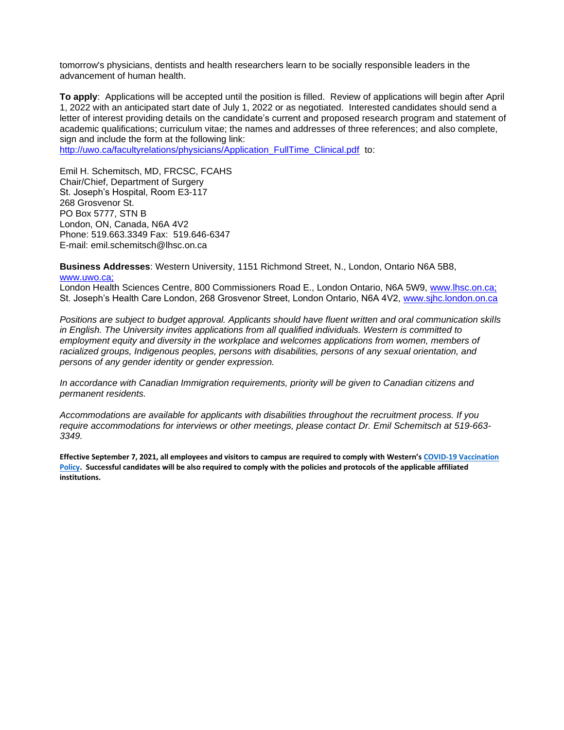tomorrow's physicians, dentists and health researchers learn to be socially responsible leaders in the advancement of human health.

**To apply**: Applications will be accepted until the position is filled. Review of applications will begin after April 1, 2022 with an anticipated start date of July 1, 2022 or as negotiated. Interested candidates should send a letter of interest providing details on the candidate's current and proposed research program and statement of academic qualifications; curriculum vitae; the names and addresses of three references; and also complete, sign and include the form at the following link:
http://uwo.ca/facultyrelations/physicians/Application_FullTime_Clinical.pdf to:

Emil H. Schemitsch, MD, FRCSC, FCAHS
Chair/Chief, Department of Surgery
St. Joseph's Hospital, Room E3-117
268 Grosvenor St.
PO Box 5777, STN B
London, ON, Canada, N6A 4V2
Phone: 519.663.3349 Fax: 519.646-6347
E-mail: emil.schemitsch@lhsc.on.ca

**Business Addresses**: Western University, 1151 Richmond Street, N., London, Ontario N6A 5B8, www.uwo.ca;
London Health Sciences Centre, 800 Commissioners Road E., London Ontario, N6A 5W9, www.lhsc.on.ca;
St. Joseph's Health Care London, 268 Grosvenor Street, London Ontario, N6A 4V2, www.sjhc.london.on.ca

*Positions are subject to budget approval. Applicants should have fluent written and oral communication skills in English. The University invites applications from all qualified individuals. Western is committed to employment equity and diversity in the workplace and welcomes applications from women, members of racialized groups, Indigenous peoples, persons with disabilities, persons of any sexual orientation, and persons of any gender identity or gender expression.*

*In accordance with Canadian Immigration requirements, priority will be given to Canadian citizens and permanent residents.*

*Accommodations are available for applicants with disabilities throughout the recruitment process. If you require accommodations for interviews or other meetings, please contact Dr. Emil Schemitsch at 519-663-3349.*

**Effective September 7, 2021, all employees and visitors to campus are required to comply with Western's COVID-19 Vaccination Policy. Successful candidates will be also required to comply with the policies and protocols of the applicable affiliated institutions.**